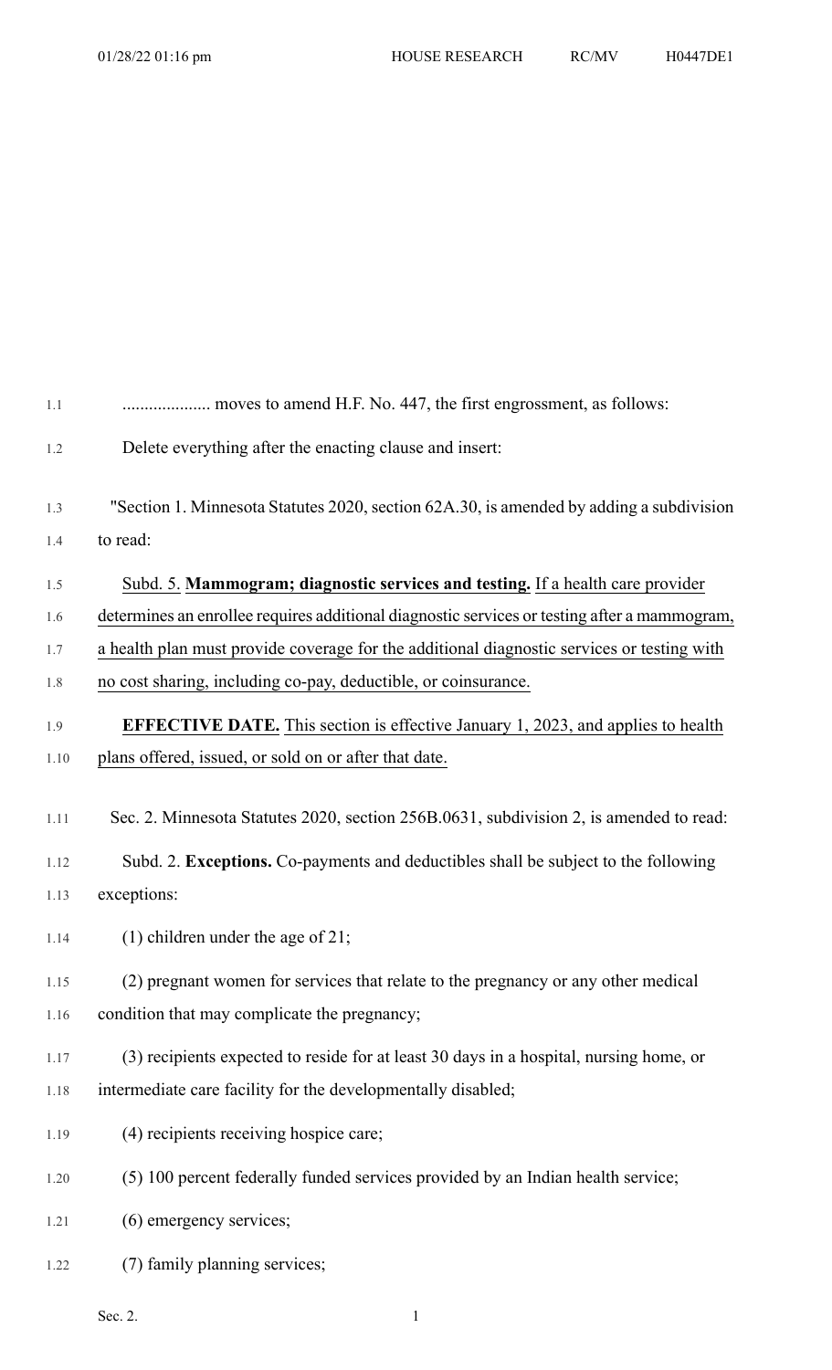.................... moves to amend H.F. No. 447, the first engrossment, as follows:

Delete everything after the enacting clause and insert:

"Section 1. Minnesota Statutes 2020, section 62A.30, is amended by adding a subdivision to read:

Subd. 5. **Mammogram; diagnostic services and testing.** If a health care provider determines an enrollee requires additional diagnostic services or testing after a mammogram, a health plan must provide coverage for the additional diagnostic services or testing with no cost sharing, including co-pay, deductible, or coinsurance.

**EFFECTIVE DATE.** This section is effective January 1, 2023, and applies to health plans offered, issued, or sold on or after that date.

Sec. 2. Minnesota Statutes 2020, section 256B.0631, subdivision 2, is amended to read:

Subd. 2. **Exceptions.** Co-payments and deductibles shall be subject to the following exceptions:

(1) children under the age of 21;

(2) pregnant women for services that relate to the pregnancy or any other medical condition that may complicate the pregnancy;

(3) recipients expected to reside for at least 30 days in a hospital, nursing home, or intermediate care facility for the developmentally disabled;

(4) recipients receiving hospice care;

(5) 100 percent federally funded services provided by an Indian health service;

(6) emergency services;

(7) family planning services;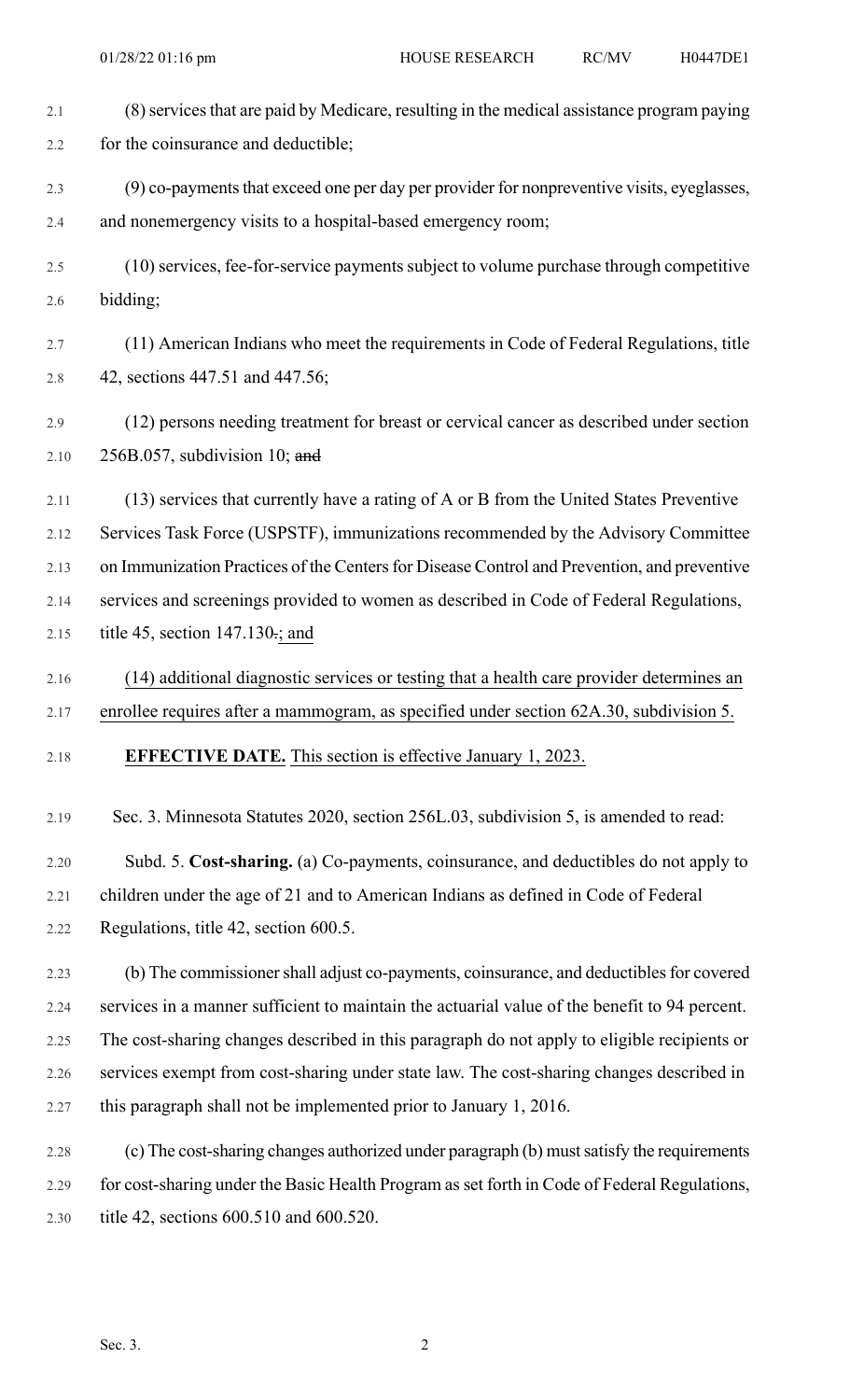(8) services that are paid by Medicare, resulting in the medical assistance program paying for the coinsurance and deductible;

(9) co-payments that exceed one per day per provider for nonpreventive visits, eyeglasses, and nonemergency visits to a hospital-based emergency room;

(10) services, fee-for-service payments subject to volume purchase through competitive bidding;

(11) American Indians who meet the requirements in Code of Federal Regulations, title 42, sections 447.51 and 447.56;

(12) persons needing treatment for breast or cervical cancer as described under section 256B.057, subdivision 10; ~~and~~

(13) services that currently have a rating of A or B from the United States Preventive Services Task Force (USPSTF), immunizations recommended by the Advisory Committee on Immunization Practices of the Centers for Disease Control and Prevention, and preventive services and screenings provided to women as described in Code of Federal Regulations, title 45, section 147.130~~.~~; and

(14) additional diagnostic services or testing that a health care provider determines an enrollee requires after a mammogram, as specified under section 62A.30, subdivision 5.

**EFFECTIVE DATE.** This section is effective January 1, 2023.

Sec. 3. Minnesota Statutes 2020, section 256L.03, subdivision 5, is amended to read:

Subd. 5. **Cost-sharing.** (a) Co-payments, coinsurance, and deductibles do not apply to children under the age of 21 and to American Indians as defined in Code of Federal Regulations, title 42, section 600.5.

(b) The commissioner shall adjust co-payments, coinsurance, and deductibles for covered services in a manner sufficient to maintain the actuarial value of the benefit to 94 percent. The cost-sharing changes described in this paragraph do not apply to eligible recipients or services exempt from cost-sharing under state law. The cost-sharing changes described in this paragraph shall not be implemented prior to January 1, 2016.

(c) The cost-sharing changes authorized under paragraph (b) must satisfy the requirements for cost-sharing under the Basic Health Program as set forth in Code of Federal Regulations, title 42, sections 600.510 and 600.520.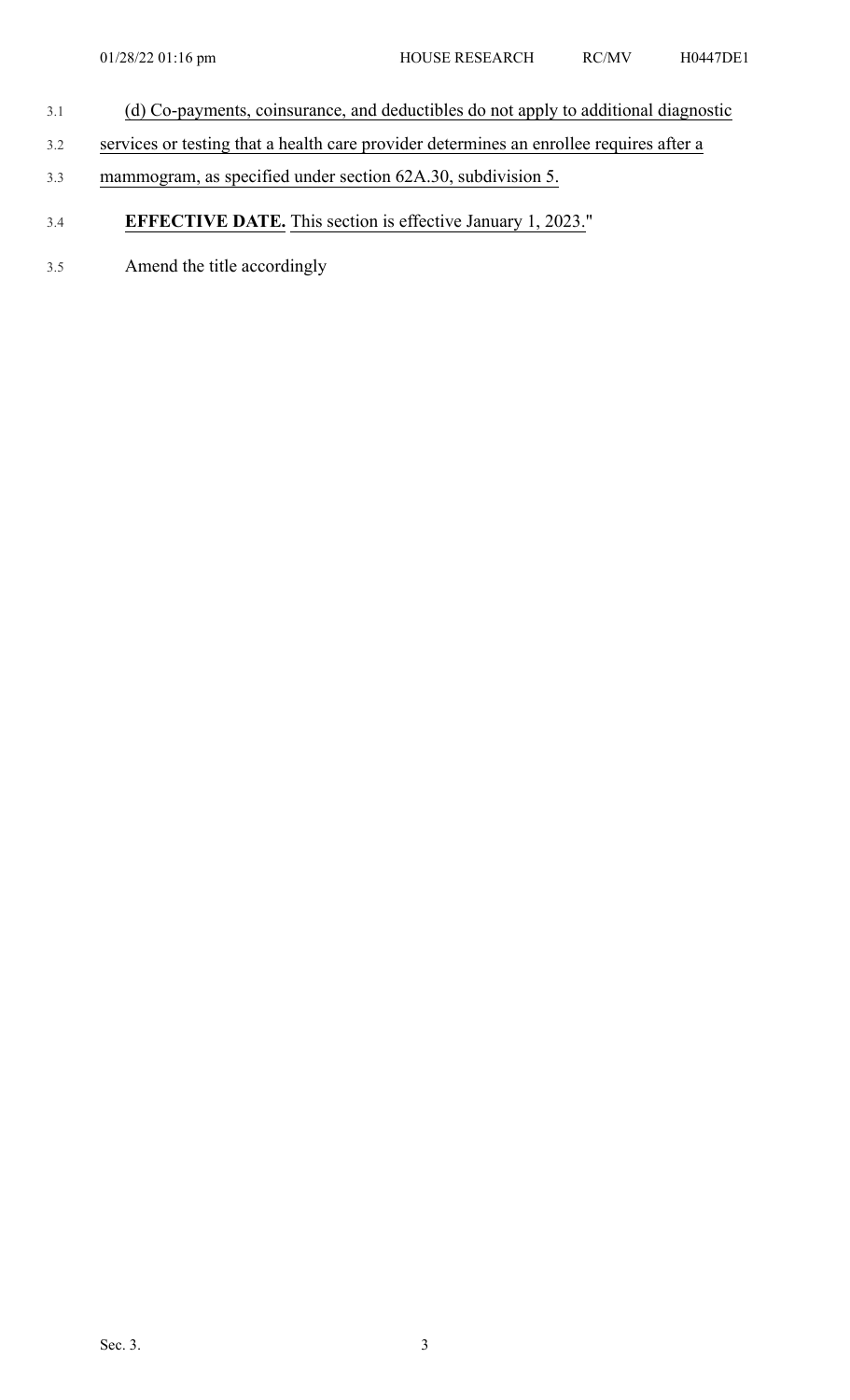(d) Co-payments, coinsurance, and deductibles do not apply to additional diagnostic services or testing that a health care provider determines an enrollee requires after a mammogram, as specified under section 62A.30, subdivision 5.

**EFFECTIVE DATE.** This section is effective January 1, 2023."

Amend the title accordingly